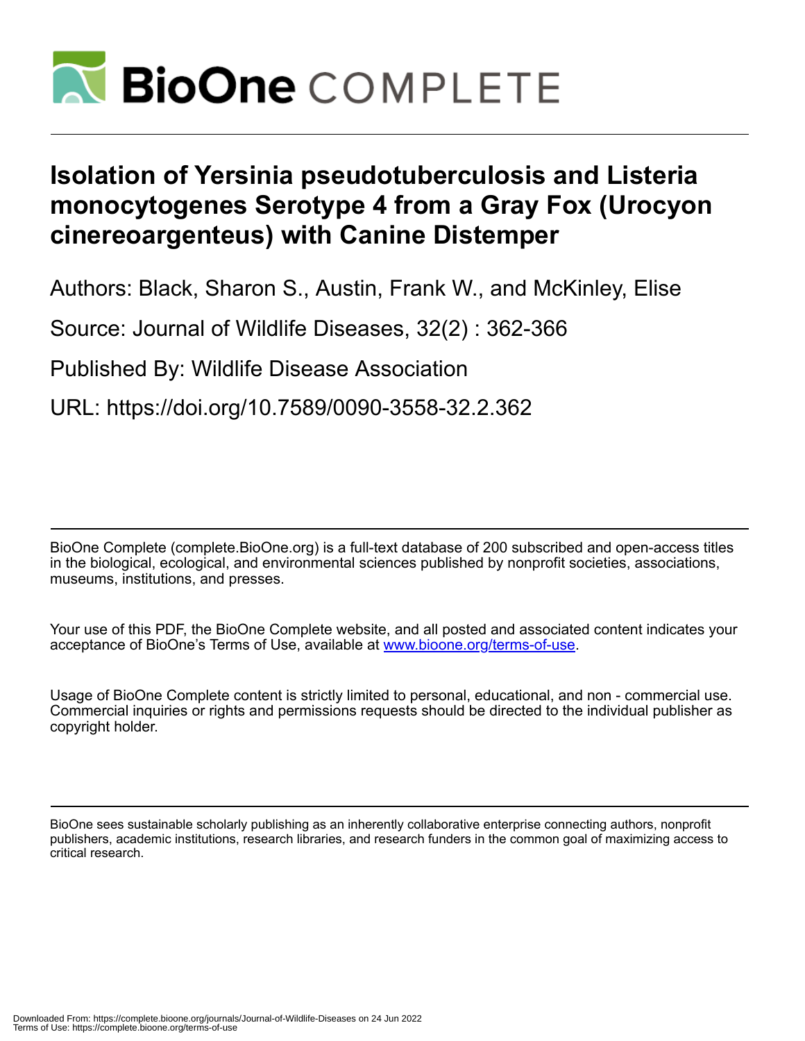# Isolation of Yersinia pseudotuberculosis and Listeria monocytogenes Serotype 4 from a Gray Fox (Urocyon cinereoargenteus) with Canine Distemper

Authors: Black, Sharon S., Austin, Frank W., and McKinley, Elise

Source: Journal of Wildlife Diseases, 32(2) : 362-366

Published By: Wildlife Disease Association

URL: https://doi.org/10.7589/0090-3558-32.2.362

BioOne Complete (complete.BioOne.org) is a full-text database of 200 subscribed and open-access titles in the biological, ecological, and environmental sciences published by nonprofit societies, associations, museums, institutions, and presses.

Your use of this PDF, the BioOne Complete website, and all posted and associated content indicates your acceptance of BioOne's Terms of Use, available at www.bioone.org/terms-of-use.

Usage of BioOne Complete content is strictly limited to personal, educational, and non - commercial use. Commercial inquiries or rights and permissions requests should be directed to the individual publisher as copyright holder.

BioOne sees sustainable scholarly publishing as an inherently collaborative enterprise connecting authors, nonprofit publishers, academic institutions, research libraries, and research funders in the common goal of maximizing access to critical research.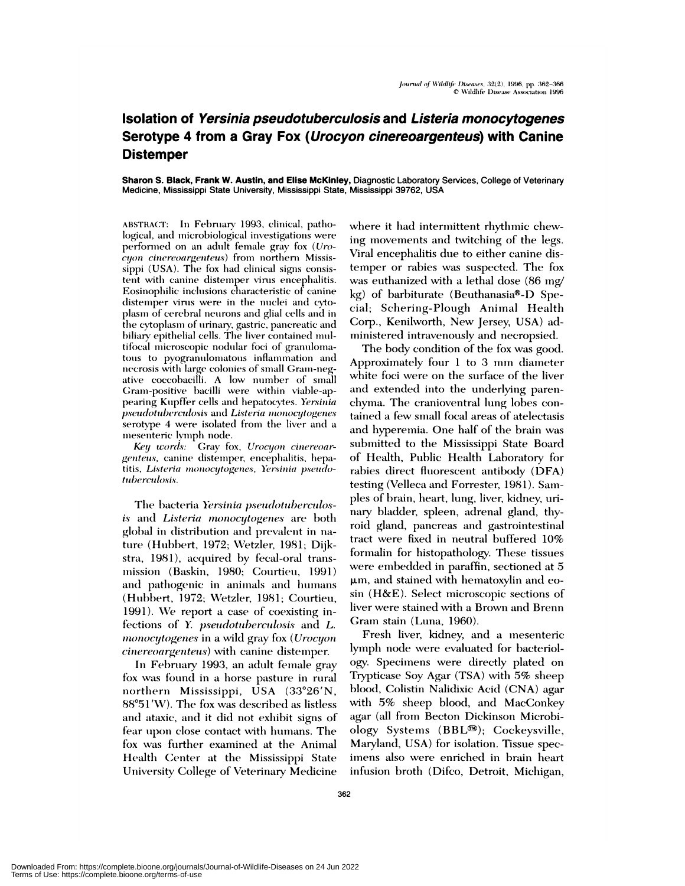# Isolation of *Yersinia pseudotuberculosis* and *Listeria monocytogenes* Serotype 4 from a Gray Fox (*Urocyon cinereoargenteus*) with Canine Distemper

**Sharon S. Black, Frank W. Austin, and Elise McKinley,** Diagnostic Laboratory Services, College of Veterinary Medicine, Mississippi State University, Mississippi State, Mississippi 39762, USA

ABSTRACT: In February 1993, clinical, pathological, and microbiological investigations were performed on an adult female gray fox (*Urocyon cinereoargenteus*) from northern Mississippi (USA). The fox had clinical signs consistent with canine distemper virus encephalitis. Eosinophilic inclusions characteristic of canine distemper virus were in the nuclei and cytoplasm of cerebral neurons and glial cells and in the cytoplasm of urinary, gastric, pancreatic and biliary epithelial cells. The liver contained multifocal microscopic nodular foci of granulomatous to pyogranulomatous inflammation and necrosis with large colonies of small Gram-negative coccobacilli. A low number of small Gram-positive bacilli were within viable-appearing Kupffer cells and hepatocytes. *Yersinia pseudotuberculosis* and *Listeria monocytogenes* serotype 4 were isolated from the liver and a mesenteric lymph node.

*Key words:* Gray fox, *Urocyon cinereoargenteus*, canine distemper, encephalitis, hepatitis, *Listeria monocytogenes, Yersinia pseudotuberculosis.*

The bacteria *Yersinia pseudotuberculosis* and *Listeria monocytogenes* are both global in distribution and prevalent in nature (Hubbert, 1972; Wetzler, 1981; Dijkstra, 1981), acquired by fecal-oral transmission (Baskin, 1980; Courtieu, 1991) and pathogenic in animals and humans (Hubbert, 1972; Wetzler, 1981; Courtieu, 1991). We report a case of coexisting infections of *Y. pseudotuberculosis* and *L. monocytogenes* in a wild gray fox (*Urocyon cinereoargenteus*) with canine distemper.

In February 1993, an adult female gray fox was found in a horse pasture in rural northern Mississippi, USA (33°26′N, 88°51′W). The fox was described as listless and ataxic, and it did not exhibit signs of fear upon close contact with humans. The fox was further examined at the Animal Health Center at the Mississippi State University College of Veterinary Medicine where it had intermittent rhythmic chewing movements and twitching of the legs. Viral encephalitis due to either canine distemper or rabies was suspected. The fox was euthanized with a lethal dose (86 mg/kg) of barbiturate (Beuthanasia®-D Special; Schering-Plough Animal Health Corp., Kenilworth, New Jersey, USA) administered intravenously and necropsied.

The body condition of the fox was good. Approximately four 1 to 3 mm diameter white foci were on the surface of the liver and extended into the underlying parenchyma. The cranioventral lung lobes contained a few small focal areas of atelectasis and hyperemia. One half of the brain was submitted to the Mississippi State Board of Health, Public Health Laboratory for rabies direct fluorescent antibody (DFA) testing (Velleca and Forrester, 1981). Samples of brain, heart, lung, liver, kidney, urinary bladder, spleen, adrenal gland, thyroid gland, pancreas and gastrointestinal tract were fixed in neutral buffered 10% formalin for histopathology. These tissues were embedded in paraffin, sectioned at 5 µm, and stained with hematoxylin and eosin (H&E). Select microscopic sections of liver were stained with a Brown and Brenn Gram stain (Luna, 1960).

Fresh liver, kidney, and a mesenteric lymph node were evaluated for bacteriology. Specimens were directly plated on Trypticase Soy Agar (TSA) with 5% sheep blood, Colistin Nalidixic Acid (CNA) agar with 5% sheep blood, and MacConkey agar (all from Becton Dickinson Microbiology Systems (BBL™); Cockeysville, Maryland, USA) for isolation. Tissue specimens also were enriched in brain heart infusion broth (Difco, Detroit, Michigan,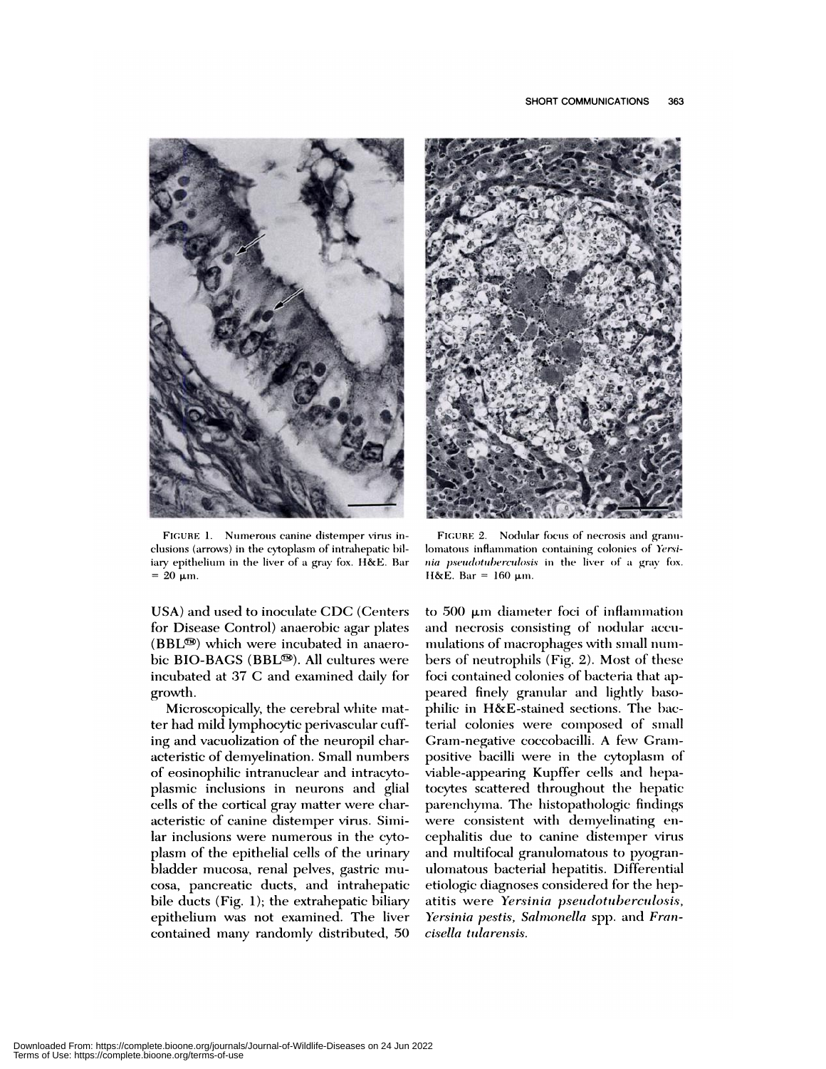FIGURE 1. Numerous canine distemper virus inclusions (arrows) in the cytoplasm of intrahepatic biliary epithelium in the liver of a gray fox. H&E. Bar = 20 μm.

FIGURE 2. Nodular focus of necrosis and granulomatous inflammation containing colonies of *Yersinia pseudotuberculosis* in the liver of a gray fox. H&E. Bar = 160 μm.

USA) and used to inoculate CDC (Centers for Disease Control) anaerobic agar plates (BBL®) which were incubated in anaerobic BIO-BAGS (BBL®). All cultures were incubated at 37 C and examined daily for growth.

Microscopically, the cerebral white matter had mild lymphocytic perivascular cuffing and vacuolization of the neuropil characteristic of demyelination. Small numbers of eosinophilic intranuclear and intracytoplasmic inclusions in neurons and glial cells of the cortical gray matter were characteristic of canine distemper virus. Similar inclusions were numerous in the cytoplasm of the epithelial cells of the urinary bladder mucosa, renal pelves, gastric mucosa, pancreatic ducts, and intrahepatic bile ducts (Fig. 1); the extrahepatic biliary epithelium was not examined. The liver contained many randomly distributed, 50 to 500 μm diameter foci of inflammation and necrosis consisting of nodular accumulations of macrophages with small numbers of neutrophils (Fig. 2). Most of these foci contained colonies of bacteria that appeared finely granular and lightly basophilic in H&E-stained sections. The bacterial colonies were composed of small Gram-negative coccobacilli. A few Gram-positive bacilli were in the cytoplasm of viable-appearing Kupffer cells and hepatocytes scattered throughout the hepatic parenchyma. The histopathologic findings were consistent with demyelinating encephalitis due to canine distemper virus and multifocal granulomatous to pyogranulomatous bacterial hepatitis. Differential etiologic diagnoses considered for the hepatitis were *Yersinia pseudotuberculosis*, *Yersinia pestis*, *Salmonella* spp. and *Francisella tularensis*.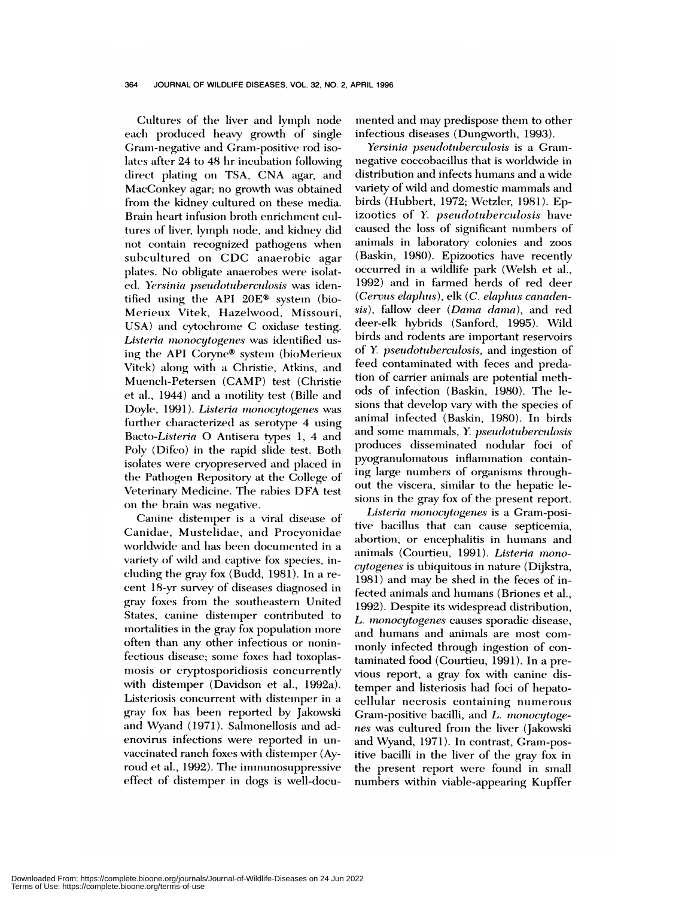Cultures of the liver and lymph node each produced heavy growth of single Gram-negative and Gram-positive rod isolates after 24 to 48 hr incubation following direct plating on TSA, CNA agar, and MacConkey agar; no growth was obtained from the kidney cultured on these media. Brain heart infusion broth enrichment cultures of liver, lymph node, and kidney did not contain recognized pathogens when subcultured on CDC anaerobic agar plates. No obligate anaerobes were isolated. *Yersinia pseudotuberculosis* was identified using the API 20E® system (bioMerieux Vitek, Hazelwood, Missouri, USA) and cytochrome C oxidase testing. *Listeria monocytogenes* was identified using the API Coryne® system (bioMerieux Vitek) along with a Christie, Atkins, and Muench-Petersen (CAMP) test (Christie et al., 1944) and a motility test (Bille and Doyle, 1991). *Listeria monocytogenes* was further characterized as serotype 4 using Bacto-*Listeria* O Antisera types 1, 4 and Poly (Difco) in the rapid slide test. Both isolates were cryopreserved and placed in the Pathogen Repository at the College of Veterinary Medicine. The rabies DFA test on the brain was negative.

Canine distemper is a viral disease of Canidae, Mustelidae, and Procyonidae worldwide and has been documented in a variety of wild and captive fox species, including the gray fox (Budd, 1981). In a recent 18-yr survey of diseases diagnosed in gray foxes from the southeastern United States, canine distemper contributed to mortalities in the gray fox population more often than any other infectious or noninfectious disease; some foxes had toxoplasmosis or cryptosporidiosis concurrently with distemper (Davidson et al., 1992a). Listeriosis concurrent with distemper in a gray fox has been reported by Jakowski and Wyand (1971). Salmonellosis and adenovirus infections were reported in unvaccinated ranch foxes with distemper (Ayroud et al., 1992). The immunosuppressive effect of distemper in dogs is well-documented and may predispose them to other infectious diseases (Dungworth, 1993).

*Yersinia pseudotuberculosis* is a Gram-negative coccobacillus that is worldwide in distribution and infects humans and a wide variety of wild and domestic mammals and birds (Hubbert, 1972; Wetzler, 1981). Epizootics of *Y. pseudotuberculosis* have caused the loss of significant numbers of animals in laboratory colonies and zoos (Baskin, 1980). Epizootics have recently occurred in a wildlife park (Welsh et al., 1992) and in farmed herds of red deer (*Cervus elaphus*), elk (*C. elaphus canadensis*), fallow deer (*Dama dama*), and red deer-elk hybrids (Sanford, 1995). Wild birds and rodents are important reservoirs of *Y. pseudotuberculosis,* and ingestion of feed contaminated with feces and predation of carrier animals are potential methods of infection (Baskin, 1980). The lesions that develop vary with the species of animal infected (Baskin, 1980). In birds and some mammals, *Y. pseudotuberculosis* produces disseminated nodular foci of pyogranulomatous inflammation containing large numbers of organisms throughout the viscera, similar to the hepatic lesions in the gray fox of the present report.

*Listeria monocytogenes* is a Gram-positive bacillus that can cause septicemia, abortion, or encephalitis in humans and animals (Courtieu, 1991). *Listeria monocytogenes* is ubiquitous in nature (Dijkstra, 1981) and may be shed in the feces of infected animals and humans (Briones et al., 1992). Despite its widespread distribution, *L. monocytogenes* causes sporadic disease, and humans and animals are most commonly infected through ingestion of contaminated food (Courtieu, 1991). In a previous report, a gray fox with canine distemper and listeriosis had foci of hepatocellular necrosis containing numerous Gram-positive bacilli, and *L. monocytogenes* was cultured from the liver (Jakowski and Wyand, 1971). In contrast, Gram-positive bacilli in the liver of the gray fox in the present report were found in small numbers within viable-appearing Kupffer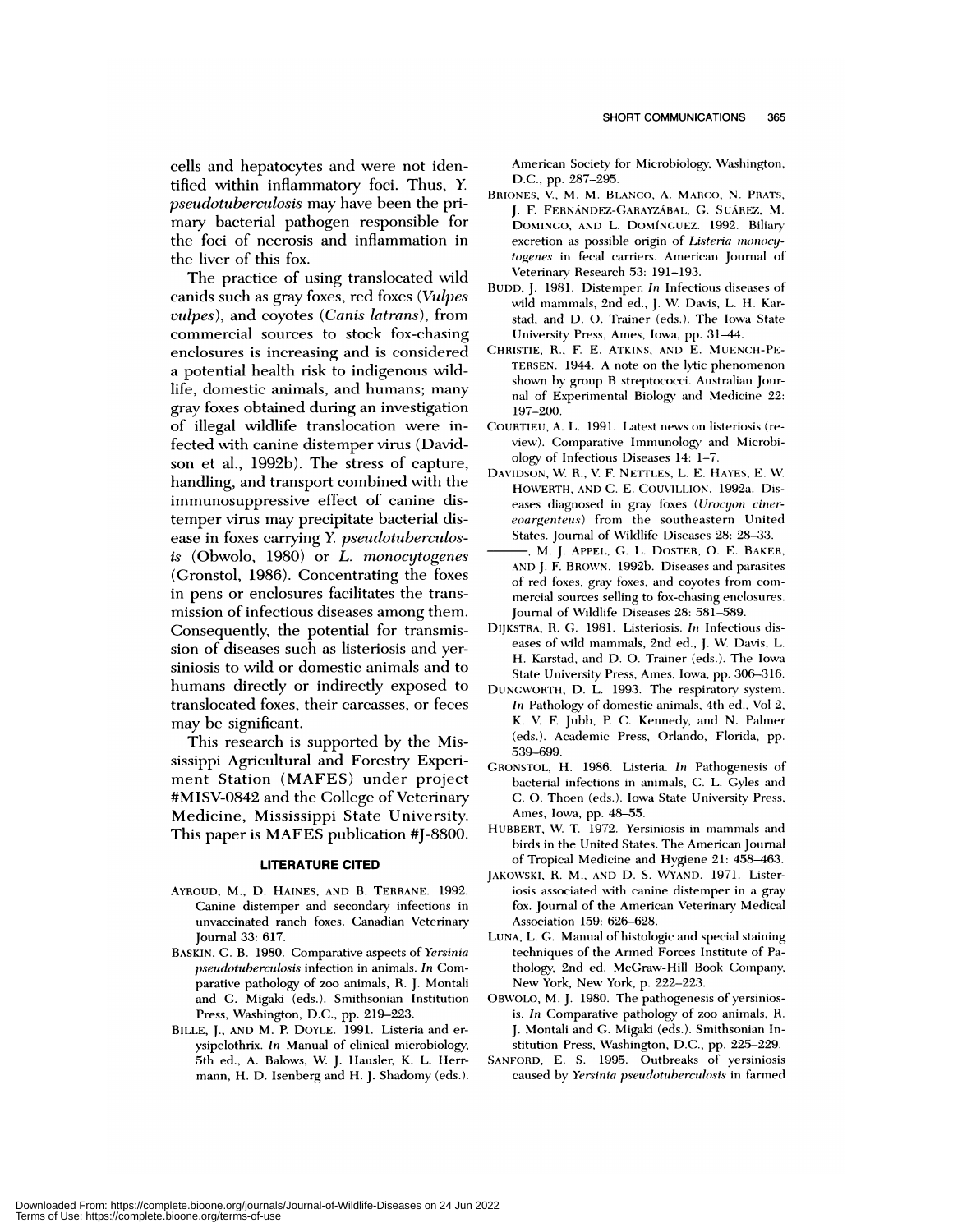cells and hepatocytes and were not identified within inflammatory foci. Thus, *Y. pseudotuberculosis* may have been the primary bacterial pathogen responsible for the foci of necrosis and inflammation in the liver of this fox.

The practice of using translocated wild canids such as gray foxes, red foxes (*Vulpes vulpes*), and coyotes (*Canis latrans*), from commercial sources to stock fox-chasing enclosures is increasing and is considered a potential health risk to indigenous wildlife, domestic animals, and humans; many gray foxes obtained during an investigation of illegal wildlife translocation were infected with canine distemper virus (Davidson et al., 1992b). The stress of capture, handling, and transport combined with the immunosuppressive effect of canine distemper virus may precipitate bacterial disease in foxes carrying *Y. pseudotuberculosis* (Obwolo, 1980) or *L. monocytogenes* (Gronstol, 1986). Concentrating the foxes in pens or enclosures facilitates the transmission of infectious diseases among them. Consequently, the potential for transmission of diseases such as listeriosis and yersiniosis to wild or domestic animals and to humans directly or indirectly exposed to translocated foxes, their carcasses, or feces may be significant.

This research is supported by the Mississippi Agricultural and Forestry Experiment Station (MAFES) under project #MISV-0842 and the College of Veterinary Medicine, Mississippi State University. This paper is MAFES publication #J-8800.

## LITERATURE CITED

AYROUD, M., D. HAINES, AND B. TERRANE. 1992. Canine distemper and secondary infections in unvaccinated ranch foxes. Canadian Veterinary Journal 33: 617.

BASKIN, G. B. 1980. Comparative aspects of *Yersinia pseudotuberculosis* infection in animals. *In* Comparative pathology of zoo animals, R. J. Montali and G. Migaki (eds.). Smithsonian Institution Press, Washington, D.C., pp. 219–223.

BILLE, J., AND M. P. DOYLE. 1991. Listeria and erysipelothrix. *In* Manual of clinical microbiology, 5th ed., A. Balows, W. J. Hausler, K. L. Herrmann, H. D. Isenberg and H. J. Shadomy (eds.). American Society for Microbiology, Washington, D.C., pp. 287–295.

BRIONES, V., M. M. BLANCO, A. MARCO, N. PRATS, J. F. FERNÁNDEZ-GARAYZÁBAL, G. SUÁREZ, M. DOMINGO, AND L. DOMÍNGUEZ. 1992. Biliary excretion as possible origin of *Listeria monocytogenes* in fecal carriers. American Journal of Veterinary Research 53: 191–193.

BUDD, J. 1981. Distemper. *In* Infectious diseases of wild mammals, 2nd ed., J. W. Davis, L. H. Karstad, and D. O. Trainer (eds.). The Iowa State University Press, Ames, Iowa, pp. 31–44.

CHRISTIE, R., F. E. ATKINS, AND E. MUENCH-PETERSEN. 1944. A note on the lytic phenomenon shown by group B streptococci. Australian Journal of Experimental Biology and Medicine 22: 197–200.

COURTIEU, A. L. 1991. Latest news on listeriosis (review). Comparative Immunology and Microbiology of Infectious Diseases 14: 1–7.

DAVIDSON, W. R., V. F. NETTLES, L. E. HAYES, E. W. HOWERTH, AND C. E. COUVILLION. 1992a. Diseases diagnosed in gray foxes (*Urocyon cinereoargenteus*) from the southeastern United States. Journal of Wildlife Diseases 28: 28–33.

———, M. J. APPEL, G. L. DOSTER, O. E. BAKER, AND J. F. BROWN. 1992b. Diseases and parasites of red foxes, gray foxes, and coyotes from commercial sources selling to fox-chasing enclosures. Journal of Wildlife Diseases 28: 581–589.

DIJKSTRA, R. G. 1981. Listeriosis. *In* Infectious diseases of wild mammals, 2nd ed., J. W. Davis, L. H. Karstad, and D. O. Trainer (eds.). The Iowa State University Press, Ames, Iowa, pp. 306–316.

DUNGWORTH, D. L. 1993. The respiratory system. *In* Pathology of domestic animals, 4th ed., Vol 2, K. V. F. Jubb, P. C. Kennedy, and N. Palmer (eds.). Academic Press, Orlando, Florida, pp. 539–699.

GRONSTOL, H. 1986. Listeria. *In* Pathogenesis of bacterial infections in animals, C. L. Gyles and C. O. Thoen (eds.). Iowa State University Press, Ames, Iowa, pp. 48–55.

HUBBERT, W. T. 1972. Yersiniosis in mammals and birds in the United States. The American Journal of Tropical Medicine and Hygiene 21: 458–463.

JAKOWSKI, R. M., AND D. S. WYAND. 1971. Listeriosis associated with canine distemper in a gray fox. Journal of the American Veterinary Medical Association 159: 626–628.

LUNA, L. G. Manual of histologic and special staining techniques of the Armed Forces Institute of Pathology, 2nd ed. McGraw-Hill Book Company, New York, New York, p. 222–223.

OBWOLO, M. J. 1980. The pathogenesis of yersiniosis. *In* Comparative pathology of zoo animals, R. J. Montali and G. Migaki (eds.). Smithsonian Institution Press, Washington, D.C., pp. 225–229.

SANFORD, E. S. 1995. Outbreaks of yersiniosis caused by *Yersinia pseudotuberculosis* in farmed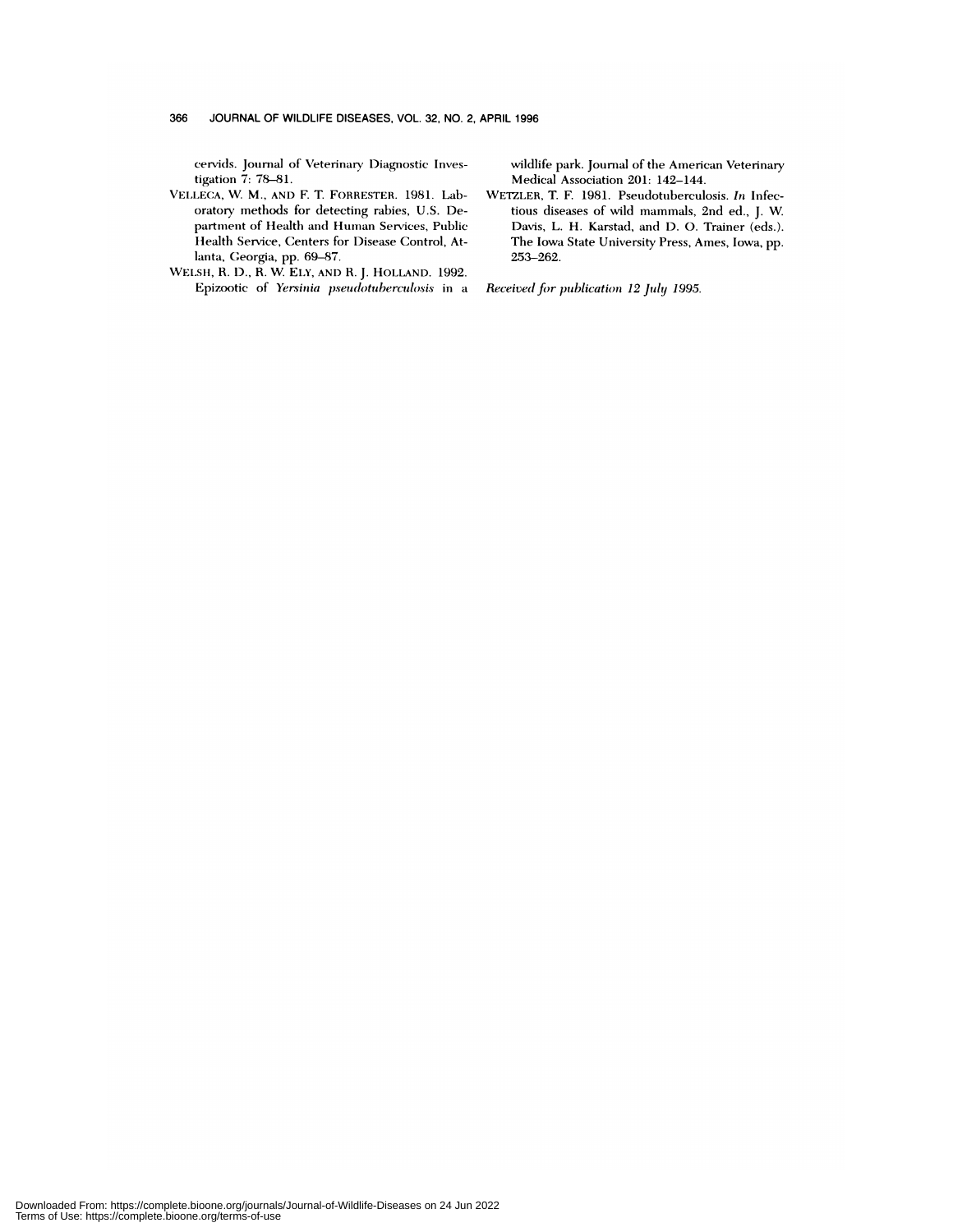cervids. Journal of Veterinary Diagnostic Investigation 7: 78–81.

VELLECA, W. M., AND F. T. FORRESTER. 1981. Laboratory methods for detecting rabies, U.S. Department of Health and Human Services, Public Health Service, Centers for Disease Control, Atlanta, Georgia, pp. 69–87.

WELSH, R. D., R. W. ELY, AND R. J. HOLLAND. 1992. Epizootic of *Yersinia pseudotuberculosis* in a wildlife park. Journal of the American Veterinary Medical Association 201: 142–144.

WETZLER, T. F. 1981. Pseudotuberculosis. *In* Infectious diseases of wild mammals, 2nd ed., J. W. Davis, L. H. Karstad, and D. O. Trainer (eds.). The Iowa State University Press, Ames, Iowa, pp. 253–262.

*Received for publication 12 July 1995.*

Downloaded From: https://complete.bioone.org/journals/Journal-of-Wildlife-Diseases on 24 Jun 2022
Terms of Use: https://complete.bioone.org/terms-of-use